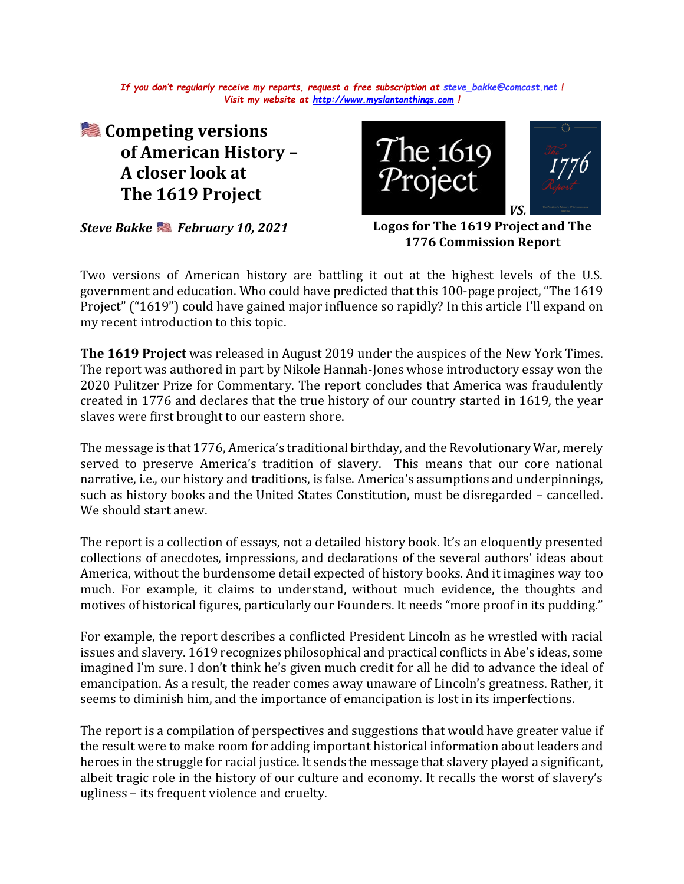*If you don't regularly receive my reports, request a free subscription at steve_bakke@comcast.net !*
*Visit my website at http://www.myslantonthings.com !*

# 🇺🇸 Competing versions of American History – A closer look at The 1619 Project

***Steve Bakke 🇺🇸 February 10, 2021***

**Logos for The 1619 Project and The 1776 Commission Report**

Two versions of American history are battling it out at the highest levels of the U.S. government and education. Who could have predicted that this 100-page project, "The 1619 Project" ("1619") could have gained major influence so rapidly? In this article I'll expand on my recent introduction to this topic.

**The 1619 Project** was released in August 2019 under the auspices of the New York Times. The report was authored in part by Nikole Hannah-Jones whose introductory essay won the 2020 Pulitzer Prize for Commentary. The report concludes that America was fraudulently created in 1776 and declares that the true history of our country started in 1619, the year slaves were first brought to our eastern shore.

The message is that 1776, America's traditional birthday, and the Revolutionary War, merely served to preserve America's tradition of slavery. This means that our core national narrative, i.e., our history and traditions, is false. America's assumptions and underpinnings, such as history books and the United States Constitution, must be disregarded – cancelled. We should start anew.

The report is a collection of essays, not a detailed history book. It's an eloquently presented collections of anecdotes, impressions, and declarations of the several authors' ideas about America, without the burdensome detail expected of history books. And it imagines way too much. For example, it claims to understand, without much evidence, the thoughts and motives of historical figures, particularly our Founders. It needs "more proof in its pudding."

For example, the report describes a conflicted President Lincoln as he wrestled with racial issues and slavery. 1619 recognizes philosophical and practical conflicts in Abe's ideas, some imagined I'm sure. I don't think he's given much credit for all he did to advance the ideal of emancipation. As a result, the reader comes away unaware of Lincoln's greatness. Rather, it seems to diminish him, and the importance of emancipation is lost in its imperfections.

The report is a compilation of perspectives and suggestions that would have greater value if the result were to make room for adding important historical information about leaders and heroes in the struggle for racial justice. It sends the message that slavery played a significant, albeit tragic role in the history of our culture and economy. It recalls the worst of slavery's ugliness – its frequent violence and cruelty.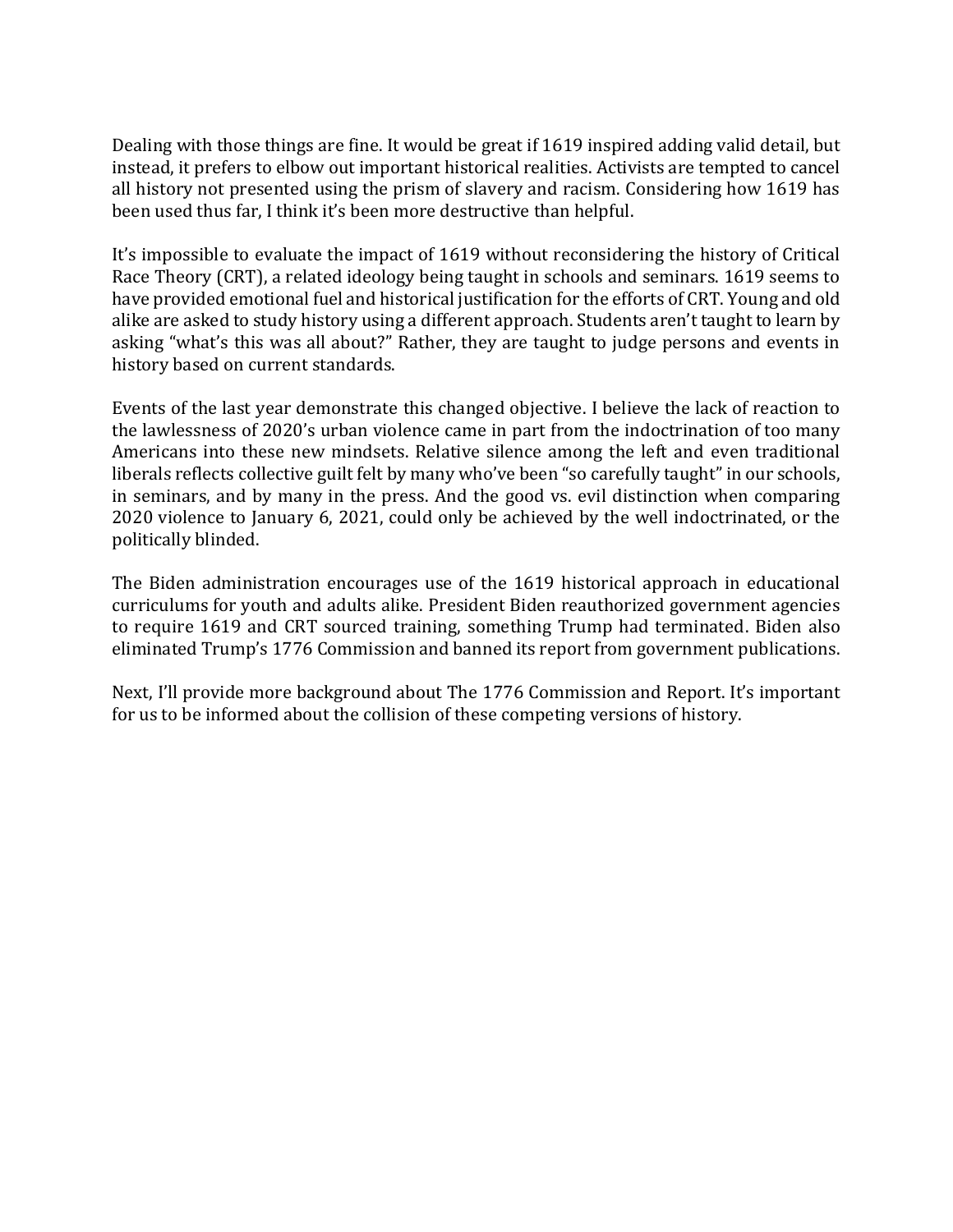Dealing with those things are fine. It would be great if 1619 inspired adding valid detail, but instead, it prefers to elbow out important historical realities. Activists are tempted to cancel all history not presented using the prism of slavery and racism. Considering how 1619 has been used thus far, I think it's been more destructive than helpful.

It's impossible to evaluate the impact of 1619 without reconsidering the history of Critical Race Theory (CRT), a related ideology being taught in schools and seminars. 1619 seems to have provided emotional fuel and historical justification for the efforts of CRT. Young and old alike are asked to study history using a different approach. Students aren't taught to learn by asking "what's this was all about?" Rather, they are taught to judge persons and events in history based on current standards.

Events of the last year demonstrate this changed objective. I believe the lack of reaction to the lawlessness of 2020's urban violence came in part from the indoctrination of too many Americans into these new mindsets. Relative silence among the left and even traditional liberals reflects collective guilt felt by many who've been "so carefully taught" in our schools, in seminars, and by many in the press. And the good vs. evil distinction when comparing 2020 violence to January 6, 2021, could only be achieved by the well indoctrinated, or the politically blinded.

The Biden administration encourages use of the 1619 historical approach in educational curriculums for youth and adults alike. President Biden reauthorized government agencies to require 1619 and CRT sourced training, something Trump had terminated. Biden also eliminated Trump's 1776 Commission and banned its report from government publications.

Next, I'll provide more background about The 1776 Commission and Report. It's important for us to be informed about the collision of these competing versions of history.